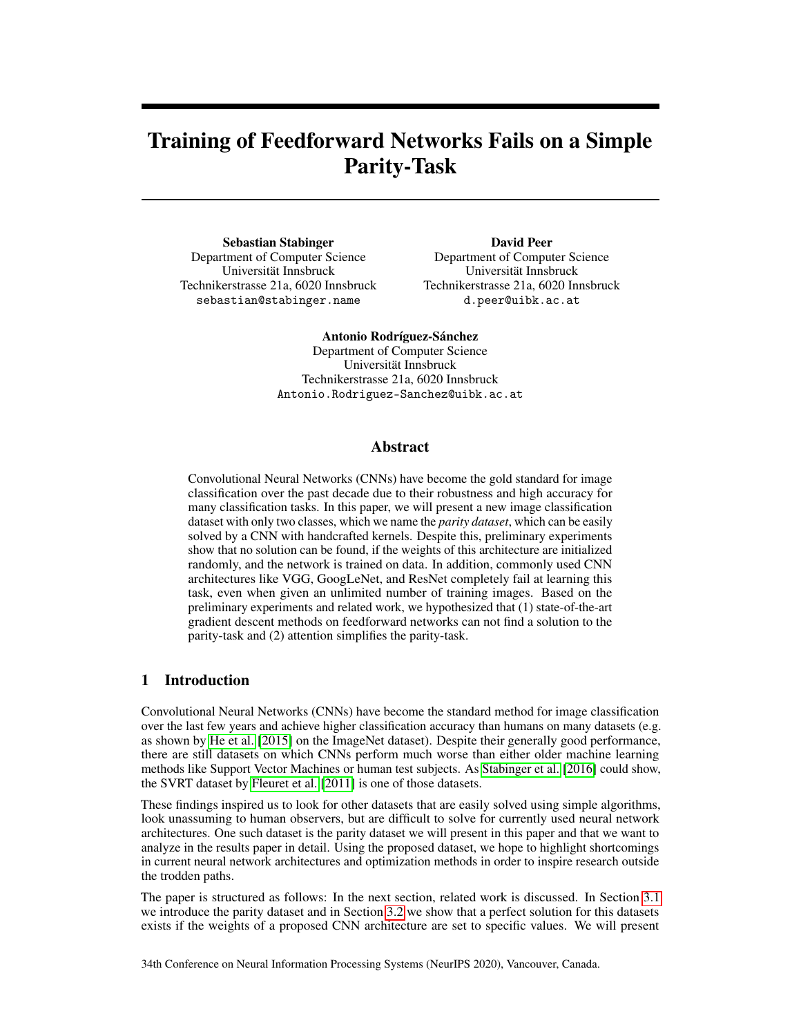# Training of Feedforward Networks Fails on a Simple Parity-Task

**Sebastian Stabinger**
Department of Computer Science
Universität Innsbruck
Technikerstrasse 21a, 6020 Innsbruck
`sebastian@stabinger.name`

**David Peer**
Department of Computer Science
Universität Innsbruck
Technikerstrasse 21a, 6020 Innsbruck
`d.peer@uibk.ac.at`

**Antonio Rodríguez-Sánchez**
Department of Computer Science
Universität Innsbruck
Technikerstrasse 21a, 6020 Innsbruck
`Antonio.Rodriguez-Sanchez@uibk.ac.at`

## Abstract

Convolutional Neural Networks (CNNs) have become the gold standard for image classification over the past decade due to their robustness and high accuracy for many classification tasks. In this paper, we will present a new image classification dataset with only two classes, which we name the *parity dataset*, which can be easily solved by a CNN with handcrafted kernels. Despite this, preliminary experiments show that no solution can be found, if the weights of this architecture are initialized randomly, and the network is trained on data. In addition, commonly used CNN architectures like VGG, GoogLeNet, and ResNet completely fail at learning this task, even when given an unlimited number of training images. Based on the preliminary experiments and related work, we hypothesized that (1) state-of-the-art gradient descent methods on feedforward networks can not find a solution to the parity-task and (2) attention simplifies the parity-task.

## 1 Introduction

Convolutional Neural Networks (CNNs) have become the standard method for image classification over the last few years and achieve higher classification accuracy than humans on many datasets (e.g. as shown by He et al. [2015] on the ImageNet dataset). Despite their generally good performance, there are still datasets on which CNNs perform much worse than either older machine learning methods like Support Vector Machines or human test subjects. As Stabinger et al. [2016] could show, the SVRT dataset by Fleuret et al. [2011] is one of those datasets.

These findings inspired us to look for other datasets that are easily solved using simple algorithms, look unassuming to human observers, but are difficult to solve for currently used neural network architectures. One such dataset is the parity dataset we will present in this paper and that we want to analyze in the results paper in detail. Using the proposed dataset, we hope to highlight shortcomings in current neural network architectures and optimization methods in order to inspire research outside the trodden paths.

The paper is structured as follows: In the next section, related work is discussed. In Section 3.1 we introduce the parity dataset and in Section 3.2 we show that a perfect solution for this datasets exists if the weights of a proposed CNN architecture are set to specific values. We will present

34th Conference on Neural Information Processing Systems (NeurIPS 2020), Vancouver, Canada.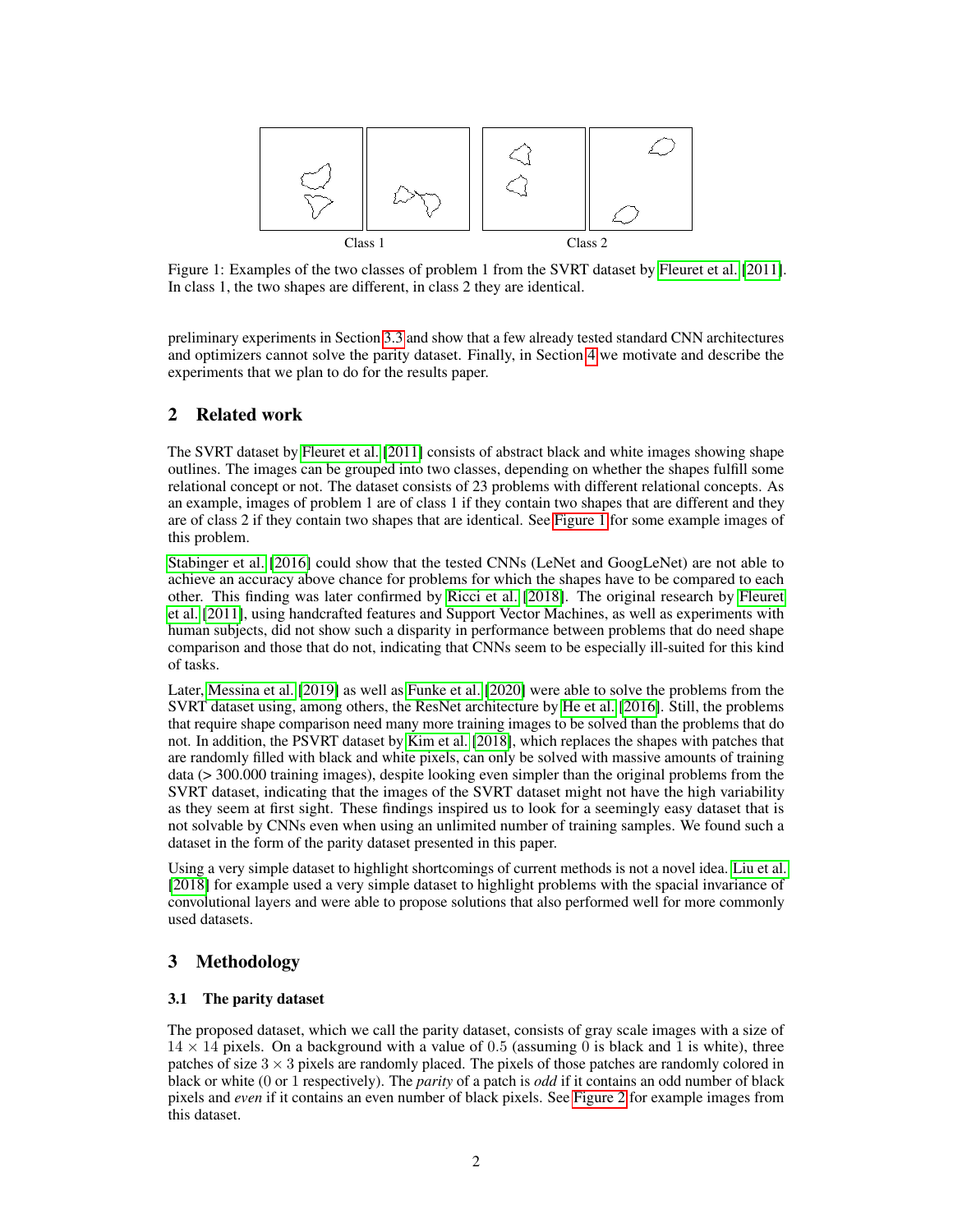Class 1 Class 2

Figure 1: Examples of the two classes of problem 1 from the SVRT dataset by Fleuret et al. [2011]. In class 1, the two shapes are different, in class 2 they are identical.

preliminary experiments in Section 3.3 and show that a few already tested standard CNN architectures and optimizers cannot solve the parity dataset. Finally, in Section 4 we motivate and describe the experiments that we plan to do for the results paper.

## 2 Related work

The SVRT dataset by Fleuret et al. [2011] consists of abstract black and white images showing shape outlines. The images can be grouped into two classes, depending on whether the shapes fulfill some relational concept or not. The dataset consists of 23 problems with different relational concepts. As an example, images of problem 1 are of class 1 if they contain two shapes that are different and they are of class 2 if they contain two shapes that are identical. See Figure 1 for some example images of this problem.

Stabinger et al. [2016] could show that the tested CNNs (LeNet and GoogLeNet) are not able to achieve an accuracy above chance for problems for which the shapes have to be compared to each other. This finding was later confirmed by Ricci et al. [2018]. The original research by Fleuret et al. [2011], using handcrafted features and Support Vector Machines, as well as experiments with human subjects, did not show such a disparity in performance between problems that do need shape comparison and those that do not, indicating that CNNs seem to be especially ill-suited for this kind of tasks.

Later, Messina et al. [2019] as well as Funke et al. [2020] were able to solve the problems from the SVRT dataset using, among others, the ResNet architecture by He et al. [2016]. Still, the problems that require shape comparison need many more training images to be solved than the problems that do not. In addition, the PSVRT dataset by Kim et al. [2018], which replaces the shapes with patches that are randomly filled with black and white pixels, can only be solved with massive amounts of training data (> 300.000 training images), despite looking even simpler than the original problems from the SVRT dataset, indicating that the images of the SVRT dataset might not have the high variability as they seem at first sight. These findings inspired us to look for a seemingly easy dataset that is not solvable by CNNs even when using an unlimited number of training samples. We found such a dataset in the form of the parity dataset presented in this paper.

Using a very simple dataset to highlight shortcomings of current methods is not a novel idea. Liu et al. [2018] for example used a very simple dataset to highlight problems with the spacial invariance of convolutional layers and were able to propose solutions that also performed well for more commonly used datasets.

## 3 Methodology

### 3.1 The parity dataset

The proposed dataset, which we call the parity dataset, consists of gray scale images with a size of $14 \times 14$ pixels. On a background with a value of $0.5$ (assuming $0$ is black and $1$ is white), three patches of size $3 \times 3$ pixels are randomly placed. The pixels of those patches are randomly colored in black or white ($0$ or $1$ respectively). The *parity* of a patch is *odd* if it contains an odd number of black pixels and *even* if it contains an even number of black pixels. See Figure 2 for example images from this dataset.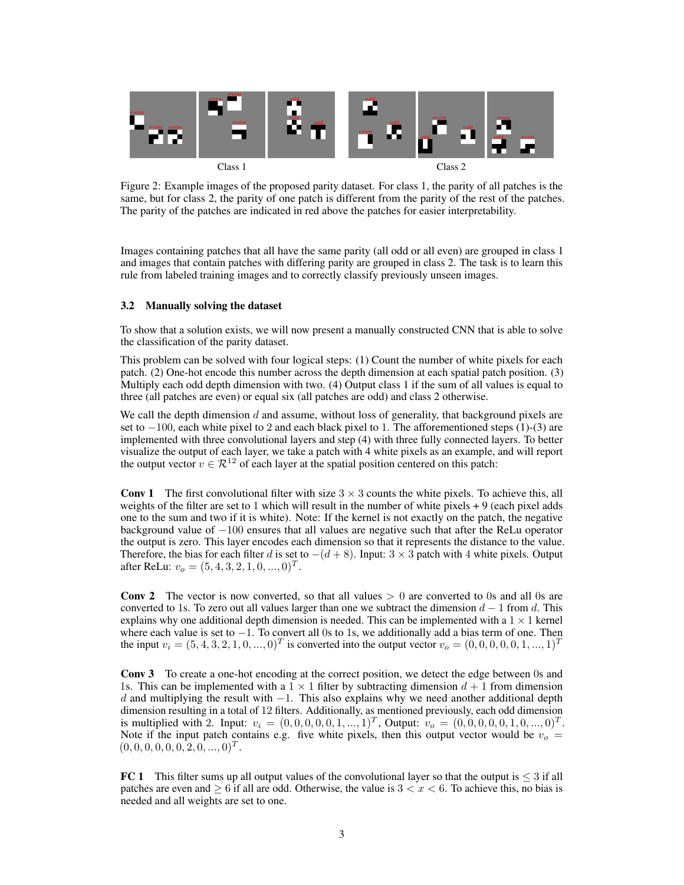Class 1 Class 2

Figure 2: Example images of the proposed parity dataset. For class 1, the parity of all patches is the same, but for class 2, the parity of one patch is different from the parity of the rest of the patches. The parity of the patches are indicated in red above the patches for easier interpretability.

Images containing patches that all have the same parity (all odd or all even) are grouped in class 1 and images that contain patches with differing parity are grouped in class 2. The task is to learn this rule from labeled training images and to correctly classify previously unseen images.

### 3.2 Manually solving the dataset

To show that a solution exists, we will now present a manually constructed CNN that is able to solve the classification of the parity dataset.

This problem can be solved with four logical steps: (1) Count the number of white pixels for each patch. (2) One-hot encode this number across the depth dimension at each spatial patch position. (3) Multiply each odd depth dimension with two. (4) Output class 1 if the sum of all values is equal to three (all patches are even) or equal six (all patches are odd) and class 2 otherwise.

We call the depth dimension $d$ and assume, without loss of generality, that background pixels are set to $-100$, each white pixel to 2 and each black pixel to 1. The aforementioned steps (1)-(3) are implemented with three convolutional layers and step (4) with three fully connected layers. To better visualize the output of each layer, we take a patch with 4 white pixels as an example, and will report the output vector $v \in \mathcal{R}^{12}$ of each layer at the spatial position centered on this patch:

**Conv 1** The first convolutional filter with size $3 \times 3$ counts the white pixels. To achieve this, all weights of the filter are set to 1 which will result in the number of white pixels + 9 (each pixel adds one to the sum and two if it is white). Note: If the kernel is not exactly on the patch, the negative background value of $-100$ ensures that all values are negative such that after the ReLu operator the output is zero. This layer encodes each dimension so that it represents the distance to the value. Therefore, the bias for each filter $d$ is set to $-(d + 8)$. Input: $3 \times 3$ patch with 4 white pixels. Output after ReLu: $v_o = (5, 4, 3, 2, 1, 0, ..., 0)^T$.

**Conv 2** The vector is now converted, so that all values $> 0$ are converted to 0s and all 0s are converted to 1s. To zero out all values larger than one we subtract the dimension $d - 1$ from $d$. This explains why one additional depth dimension is needed. This can be implemented with a $1 \times 1$ kernel where each value is set to $-1$. To convert all 0s to 1s, we additionally add a bias term of one. Then the input $v_i = (5, 4, 3, 2, 1, 0, ..., 0)^T$ is converted into the output vector $v_o = (0, 0, 0, 0, 0, 1, ..., 1)^T$

**Conv 3** To create a one-hot encoding at the correct position, we detect the edge between 0s and 1s. This can be implemented with a $1 \times 1$ filter by subtracting dimension $d + 1$ from dimension $d$ and multiplying the result with $-1$. This also explains why we need another additional depth dimension resulting in a total of 12 filters. Additionally, as mentioned previously, each odd dimension is multiplied with 2. Input: $v_i = (0, 0, 0, 0, 0, 1, ..., 1)^T$, Output: $v_o = (0, 0, 0, 0, 0, 1, 0, ..., 0)^T$. Note if the input patch contains e.g. five white pixels, then this output vector would be $v_o = (0, 0, 0, 0, 0, 0, 2, 0, ..., 0)^T$.

**FC 1** This filter sums up all output values of the convolutional layer so that the output is $\leq 3$ if all patches are even and $\geq 6$ if all are odd. Otherwise, the value is $3 < x < 6$. To achieve this, no bias is needed and all weights are set to one.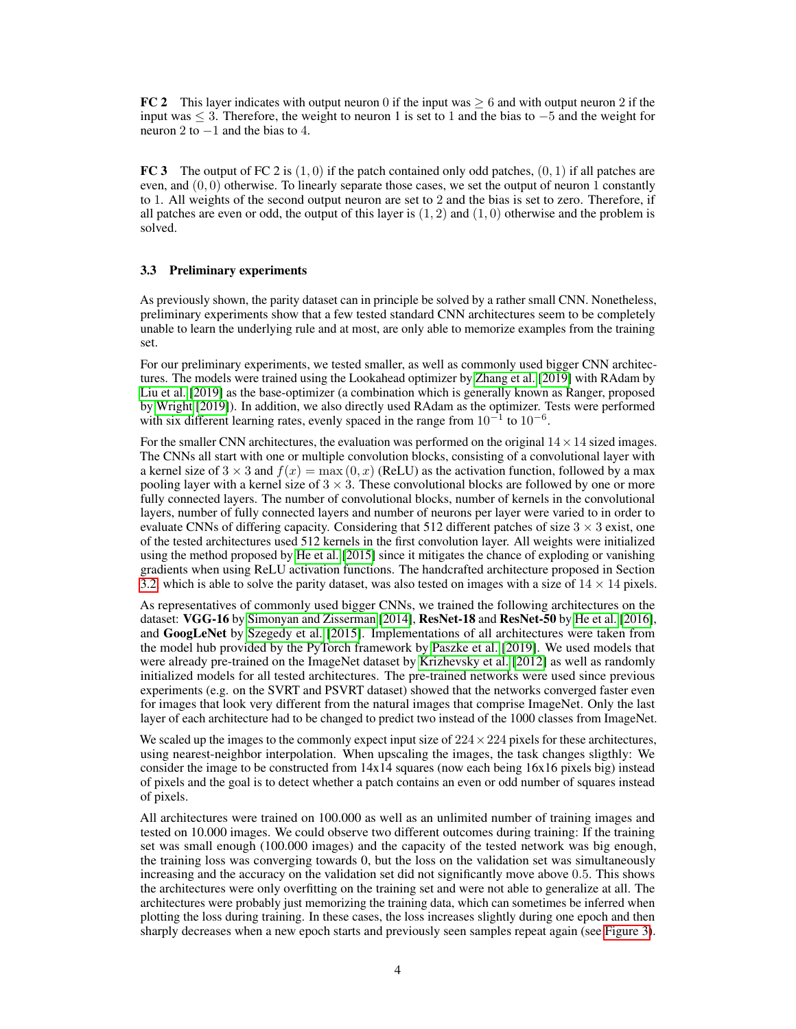**FC 2** This layer indicates with output neuron 0 if the input was $\geq 6$ and with output neuron 2 if the input was $\leq 3$. Therefore, the weight to neuron 1 is set to 1 and the bias to $-5$ and the weight for neuron 2 to $-1$ and the bias to 4.

**FC 3** The output of FC 2 is $(1, 0)$ if the patch contained only odd patches, $(0, 1)$ if all patches are even, and $(0, 0)$ otherwise. To linearly separate those cases, we set the output of neuron 1 constantly to 1. All weights of the second output neuron are set to 2 and the bias is set to zero. Therefore, if all patches are even or odd, the output of this layer is $(1, 2)$ and $(1, 0)$ otherwise and the problem is solved.

### 3.3 Preliminary experiments

As previously shown, the parity dataset can in principle be solved by a rather small CNN. Nonetheless, preliminary experiments show that a few tested standard CNN architectures seem to be completely unable to learn the underlying rule and at most, are only able to memorize examples from the training set.

For our preliminary experiments, we tested smaller, as well as commonly used bigger CNN architectures. The models were trained using the Lookahead optimizer by Zhang et al. [2019] with RAdam by Liu et al. [2019] as the base-optimizer (a combination which is generally known as Ranger, proposed by Wright [2019]). In addition, we also directly used RAdam as the optimizer. Tests were performed with six different learning rates, evenly spaced in the range from $10^{-1}$ to $10^{-6}$.

For the smaller CNN architectures, the evaluation was performed on the original $14 \times 14$ sized images. The CNNs all start with one or multiple convolution blocks, consisting of a convolutional layer with a kernel size of $3 \times 3$ and $f(x) = \max(0, x)$ (ReLU) as the activation function, followed by a max pooling layer with a kernel size of $3 \times 3$. These convolutional blocks are followed by one or more fully connected layers. The number of convolutional blocks, number of kernels in the convolutional layers, number of fully connected layers and number of neurons per layer were varied to in order to evaluate CNNs of differing capacity. Considering that 512 different patches of size $3 \times 3$ exist, one of the tested architectures used 512 kernels in the first convolution layer. All weights were initialized using the method proposed by He et al. [2015] since it mitigates the chance of exploding or vanishing gradients when using ReLU activation functions. The handcrafted architecture proposed in Section 3.2 which is able to solve the parity dataset, was also tested on images with a size of $14 \times 14$ pixels.

As representatives of commonly used bigger CNNs, we trained the following architectures on the dataset: **VGG-16** by Simonyan and Zisserman [2014], **ResNet-18** and **ResNet-50** by He et al. [2016], and **GoogLeNet** by Szegedy et al. [2015]. Implementations of all architectures were taken from the model hub provided by the PyTorch framework by Paszke et al. [2019]. We used models that were already pre-trained on the ImageNet dataset by Krizhevsky et al. [2012] as well as randomly initialized models for all tested architectures. The pre-trained networks were used since previous experiments (e.g. on the SVRT and PSVRT dataset) showed that the networks converged faster even for images that look very different from the natural images that comprise ImageNet. Only the last layer of each architecture had to be changed to predict two instead of the 1000 classes from ImageNet.

We scaled up the images to the commonly expect input size of $224 \times 224$ pixels for these architectures, using nearest-neighbor interpolation. When upscaling the images, the task changes sligthly: We consider the image to be constructed from 14x14 squares (now each being 16x16 pixels big) instead of pixels and the goal is to detect whether a patch contains an even or odd number of squares instead of pixels.

All architectures were trained on 100.000 as well as an unlimited number of training images and tested on 10.000 images. We could observe two different outcomes during training: If the training set was small enough (100.000 images) and the capacity of the tested network was big enough, the training loss was converging towards 0, but the loss on the validation set was simultaneously increasing and the accuracy on the validation set did not significantly move above 0.5. This shows the architectures were only overfitting on the training set and were not able to generalize at all. The architectures were probably just memorizing the training data, which can sometimes be inferred when plotting the loss during training. In these cases, the loss increases slightly during one epoch and then sharply decreases when a new epoch starts and previously seen samples repeat again (see Figure 3).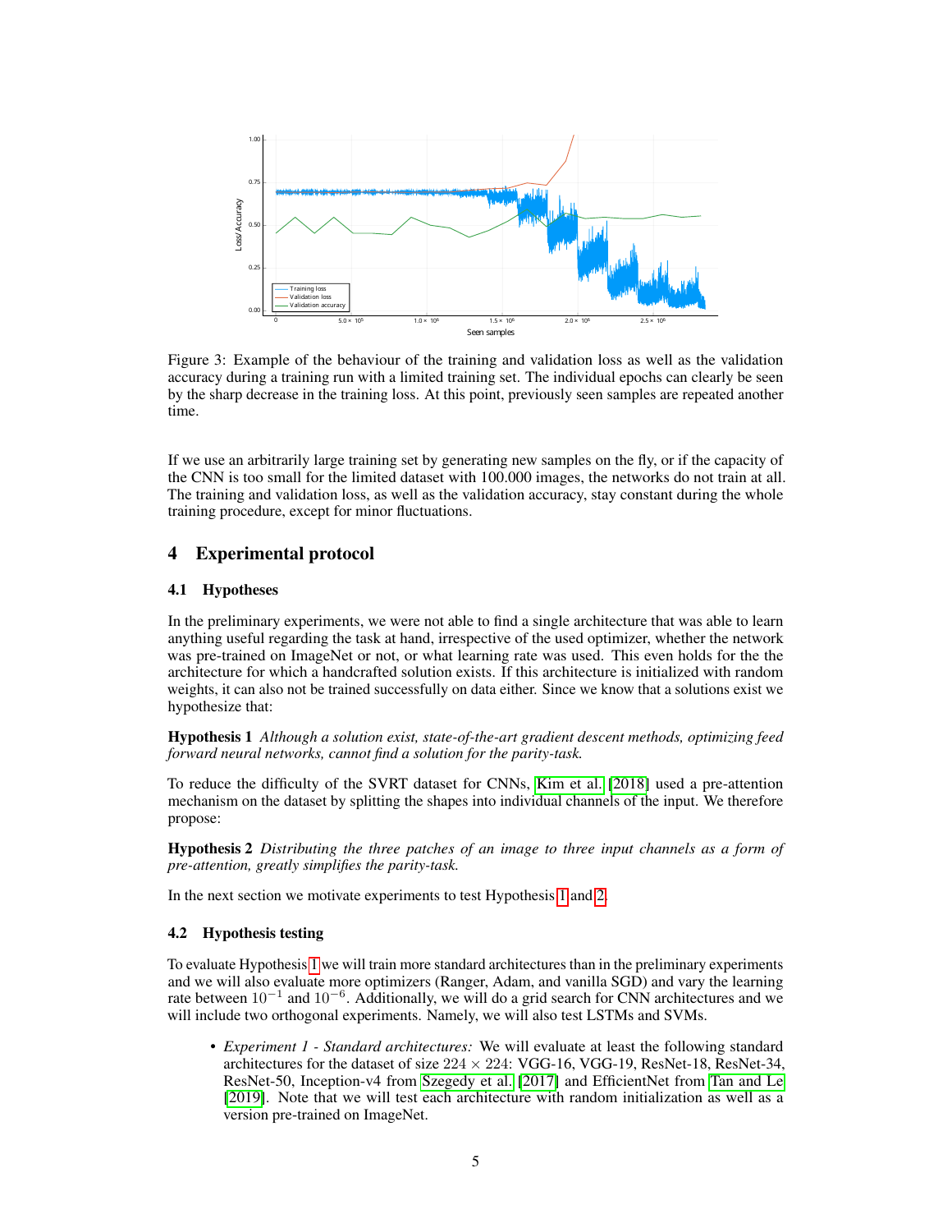Figure 3: Example of the behaviour of the training and validation loss as well as the validation accuracy during a training run with a limited training set. The individual epochs can clearly be seen by the sharp decrease in the training loss. At this point, previously seen samples are repeated another time.

If we use an arbitrarily large training set by generating new samples on the fly, or if the capacity of the CNN is too small for the limited dataset with 100.000 images, the networks do not train at all. The training and validation loss, as well as the validation accuracy, stay constant during the whole training procedure, except for minor fluctuations.

# 4 Experimental protocol

## 4.1 Hypotheses

In the preliminary experiments, we were not able to find a single architecture that was able to learn anything useful regarding the task at hand, irrespective of the used optimizer, whether the network was pre-trained on ImageNet or not, or what learning rate was used. This even holds for the the architecture for which a handcrafted solution exists. If this architecture is initialized with random weights, it can also not be trained successfully on data either. Since we know that a solutions exist we hypothesize that:

**Hypothesis 1** *Although a solution exist, state-of-the-art gradient descent methods, optimizing feed forward neural networks, cannot find a solution for the parity-task.*

To reduce the difficulty of the SVRT dataset for CNNs, Kim et al. [2018] used a pre-attention mechanism on the dataset by splitting the shapes into individual channels of the input. We therefore propose:

**Hypothesis 2** *Distributing the three patches of an image to three input channels as a form of pre-attention, greatly simplifies the parity-task.*

In the next section we motivate experiments to test Hypothesis 1 and 2.

## 4.2 Hypothesis testing

To evaluate Hypothesis 1 we will train more standard architectures than in the preliminary experiments and we will also evaluate more optimizers (Ranger, Adam, and vanilla SGD) and vary the learning rate between $10^{-1}$ and $10^{-6}$. Additionally, we will do a grid search for CNN architectures and we will include two orthogonal experiments. Namely, we will also test LSTMs and SVMs.

- *Experiment 1 - Standard architectures:* We will evaluate at least the following standard architectures for the dataset of size $224 \times 224$: VGG-16, VGG-19, ResNet-18, ResNet-34, ResNet-50, Inception-v4 from Szegedy et al. [2017] and EfficientNet from Tan and Le [2019]. Note that we will test each architecture with random initialization as well as a version pre-trained on ImageNet.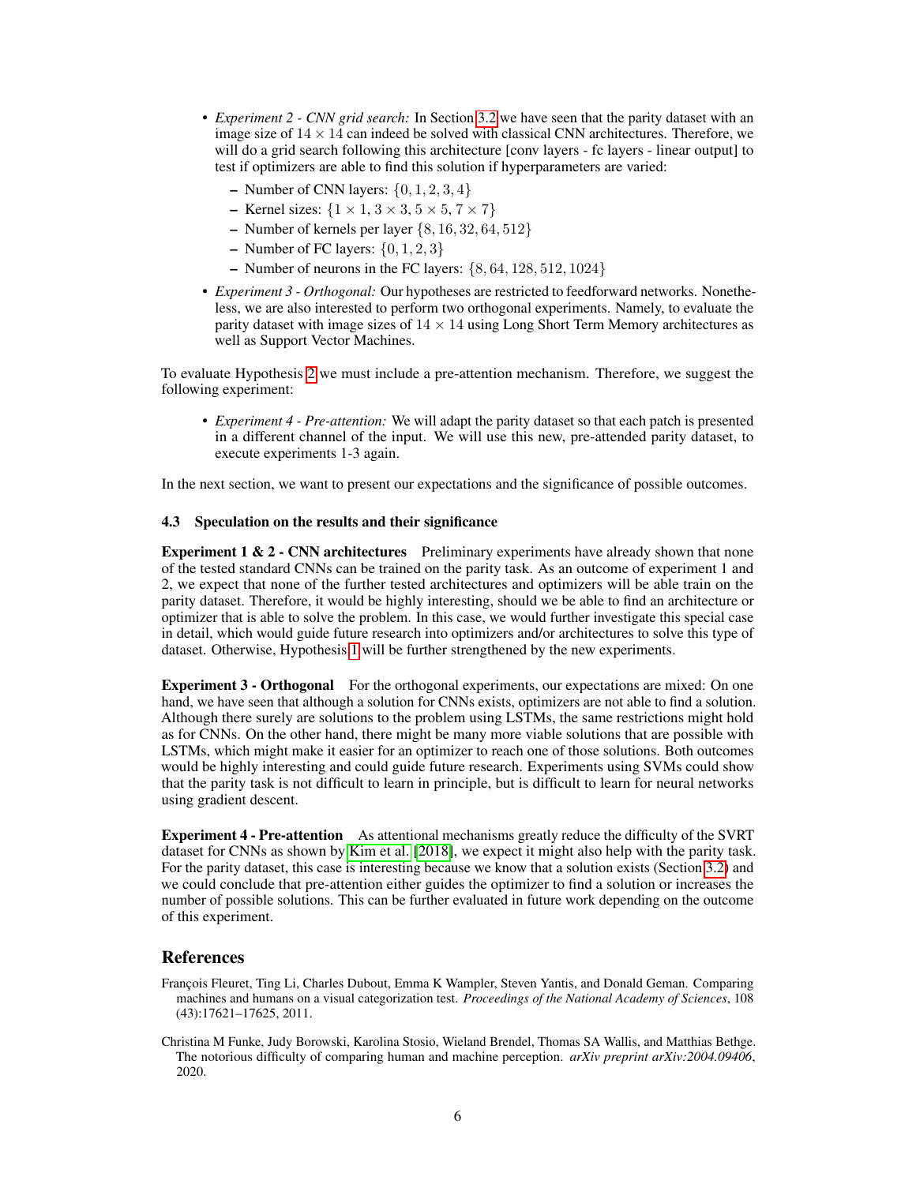- *Experiment 2 - CNN grid search:* In Section 3.2 we have seen that the parity dataset with an image size of $14 \times 14$ can indeed be solved with classical CNN architectures. Therefore, we will do a grid search following this architecture [conv layers - fc layers - linear output] to test if optimizers are able to find this solution if hyperparameters are varied:
  - Number of CNN layers: $\{0, 1, 2, 3, 4\}$
  - Kernel sizes: $\{1 \times 1, 3 \times 3, 5 \times 5, 7 \times 7\}$
  - Number of kernels per layer $\{8, 16, 32, 64, 512\}$
  - Number of FC layers: $\{0, 1, 2, 3\}$
  - Number of neurons in the FC layers: $\{8, 64, 128, 512, 1024\}$
- *Experiment 3 - Orthogonal:* Our hypotheses are restricted to feedforward networks. Nonetheless, we are also interested to perform two orthogonal experiments. Namely, to evaluate the parity dataset with image sizes of $14 \times 14$ using Long Short Term Memory architectures as well as Support Vector Machines.

To evaluate Hypothesis 2 we must include a pre-attention mechanism. Therefore, we suggest the following experiment:

- *Experiment 4 - Pre-attention:* We will adapt the parity dataset so that each patch is presented in a different channel of the input. We will use this new, pre-attended parity dataset, to execute experiments 1-3 again.

In the next section, we want to present our expectations and the significance of possible outcomes.

### 4.3 Speculation on the results and their significance

**Experiment 1 & 2 - CNN architectures** Preliminary experiments have already shown that none of the tested standard CNNs can be trained on the parity task. As an outcome of experiment 1 and 2, we expect that none of the further tested architectures and optimizers will be able train on the parity dataset. Therefore, it would be highly interesting, should we be able to find an architecture or optimizer that is able to solve the problem. In this case, we would further investigate this special case in detail, which would guide future research into optimizers and/or architectures to solve this type of dataset. Otherwise, Hypothesis 1 will be further strengthened by the new experiments.

**Experiment 3 - Orthogonal** For the orthogonal experiments, our expectations are mixed: On one hand, we have seen that although a solution for CNNs exists, optimizers are not able to find a solution. Although there surely are solutions to the problem using LSTMs, the same restrictions might hold as for CNNs. On the other hand, there might be many more viable solutions that are possible with LSTMs, which might make it easier for an optimizer to reach one of those solutions. Both outcomes would be highly interesting and could guide future research. Experiments using SVMs could show that the parity task is not difficult to learn in principle, but is difficult to learn for neural networks using gradient descent.

**Experiment 4 - Pre-attention** As attentional mechanisms greatly reduce the difficulty of the SVRT dataset for CNNs as shown by Kim et al. [2018], we expect it might also help with the parity task. For the parity dataset, this case is interesting because we know that a solution exists (Section 3.2) and we could conclude that pre-attention either guides the optimizer to find a solution or increases the number of possible solutions. This can be further evaluated in future work depending on the outcome of this experiment.

## References

François Fleuret, Ting Li, Charles Dubout, Emma K Wampler, Steven Yantis, and Donald Geman. Comparing machines and humans on a visual categorization test. *Proceedings of the National Academy of Sciences*, 108 (43):17621–17625, 2011.

Christina M Funke, Judy Borowski, Karolina Stosio, Wieland Brendel, Thomas SA Wallis, and Matthias Bethge. The notorious difficulty of comparing human and machine perception. *arXiv preprint arXiv:2004.09406*, 2020.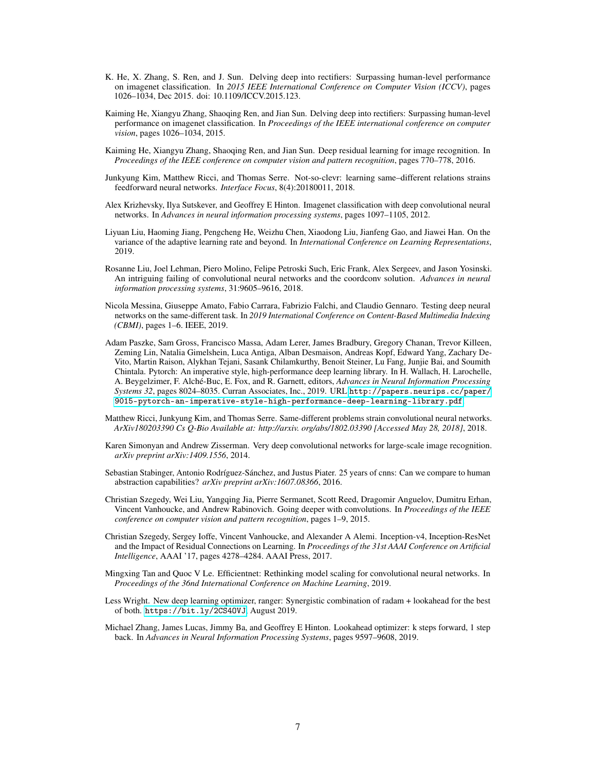K. He, X. Zhang, S. Ren, and J. Sun. Delving deep into rectifiers: Surpassing human-level performance on imagenet classification. In *2015 IEEE International Conference on Computer Vision (ICCV)*, pages 1026–1034, Dec 2015. doi: 10.1109/ICCV.2015.123.

Kaiming He, Xiangyu Zhang, Shaoqing Ren, and Jian Sun. Delving deep into rectifiers: Surpassing human-level performance on imagenet classification. In *Proceedings of the IEEE international conference on computer vision*, pages 1026–1034, 2015.

Kaiming He, Xiangyu Zhang, Shaoqing Ren, and Jian Sun. Deep residual learning for image recognition. In *Proceedings of the IEEE conference on computer vision and pattern recognition*, pages 770–778, 2016.

Junkyung Kim, Matthew Ricci, and Thomas Serre. Not-so-clevr: learning same–different relations strains feedforward neural networks. *Interface Focus*, 8(4):20180011, 2018.

Alex Krizhevsky, Ilya Sutskever, and Geoffrey E Hinton. Imagenet classification with deep convolutional neural networks. In *Advances in neural information processing systems*, pages 1097–1105, 2012.

Liyuan Liu, Haoming Jiang, Pengcheng He, Weizhu Chen, Xiaodong Liu, Jianfeng Gao, and Jiawei Han. On the variance of the adaptive learning rate and beyond. In *International Conference on Learning Representations*, 2019.

Rosanne Liu, Joel Lehman, Piero Molino, Felipe Petroski Such, Eric Frank, Alex Sergeev, and Jason Yosinski. An intriguing failing of convolutional neural networks and the coordconv solution. *Advances in neural information processing systems*, 31:9605–9616, 2018.

Nicola Messina, Giuseppe Amato, Fabio Carrara, Fabrizio Falchi, and Claudio Gennaro. Testing deep neural networks on the same-different task. In *2019 International Conference on Content-Based Multimedia Indexing (CBMI)*, pages 1–6. IEEE, 2019.

Adam Paszke, Sam Gross, Francisco Massa, Adam Lerer, James Bradbury, Gregory Chanan, Trevor Killeen, Zeming Lin, Natalia Gimelshein, Luca Antiga, Alban Desmaison, Andreas Kopf, Edward Yang, Zachary DeVito, Martin Raison, Alykhan Tejani, Sasank Chilamkurthy, Benoit Steiner, Lu Fang, Junjie Bai, and Soumith Chintala. Pytorch: An imperative style, high-performance deep learning library. In H. Wallach, H. Larochelle, A. Beygelzimer, F. Alché-Buc, E. Fox, and R. Garnett, editors, *Advances in Neural Information Processing Systems 32*, pages 8024–8035. Curran Associates, Inc., 2019. URL `http://papers.neurips.cc/paper/9015-pytorch-an-imperative-style-high-performance-deep-learning-library.pdf`.

Matthew Ricci, Junkyung Kim, and Thomas Serre. Same-different problems strain convolutional neural networks. *ArXiv180203390 Cs Q-Bio Available at: http://arxiv. org/abs/1802.03390 [Accessed May 28, 2018]*, 2018.

Karen Simonyan and Andrew Zisserman. Very deep convolutional networks for large-scale image recognition. *arXiv preprint arXiv:1409.1556*, 2014.

Sebastian Stabinger, Antonio Rodríguez-Sánchez, and Justus Piater. 25 years of cnns: Can we compare to human abstraction capabilities? *arXiv preprint arXiv:1607.08366*, 2016.

Christian Szegedy, Wei Liu, Yangqing Jia, Pierre Sermanet, Scott Reed, Dragomir Anguelov, Dumitru Erhan, Vincent Vanhoucke, and Andrew Rabinovich. Going deeper with convolutions. In *Proceedings of the IEEE conference on computer vision and pattern recognition*, pages 1–9, 2015.

Christian Szegedy, Sergey Ioffe, Vincent Vanhoucke, and Alexander A Alemi. Inception-v4, Inception-ResNet and the Impact of Residual Connections on Learning. In *Proceedings of the 31st AAAI Conference on Artificial Intelligence*, AAAI '17, pages 4278–4284. AAAI Press, 2017.

Mingxing Tan and Quoc V Le. Efficientnet: Rethinking model scaling for convolutional neural networks. In *Proceedings of the 36nd International Conference on Machine Learning*, 2019.

Less Wright. New deep learning optimizer, ranger: Synergistic combination of radam + lookahead for the best of both. `https://bit.ly/2CS4OVJ`, August 2019.

Michael Zhang, James Lucas, Jimmy Ba, and Geoffrey E Hinton. Lookahead optimizer: k steps forward, 1 step back. In *Advances in Neural Information Processing Systems*, pages 9597–9608, 2019.